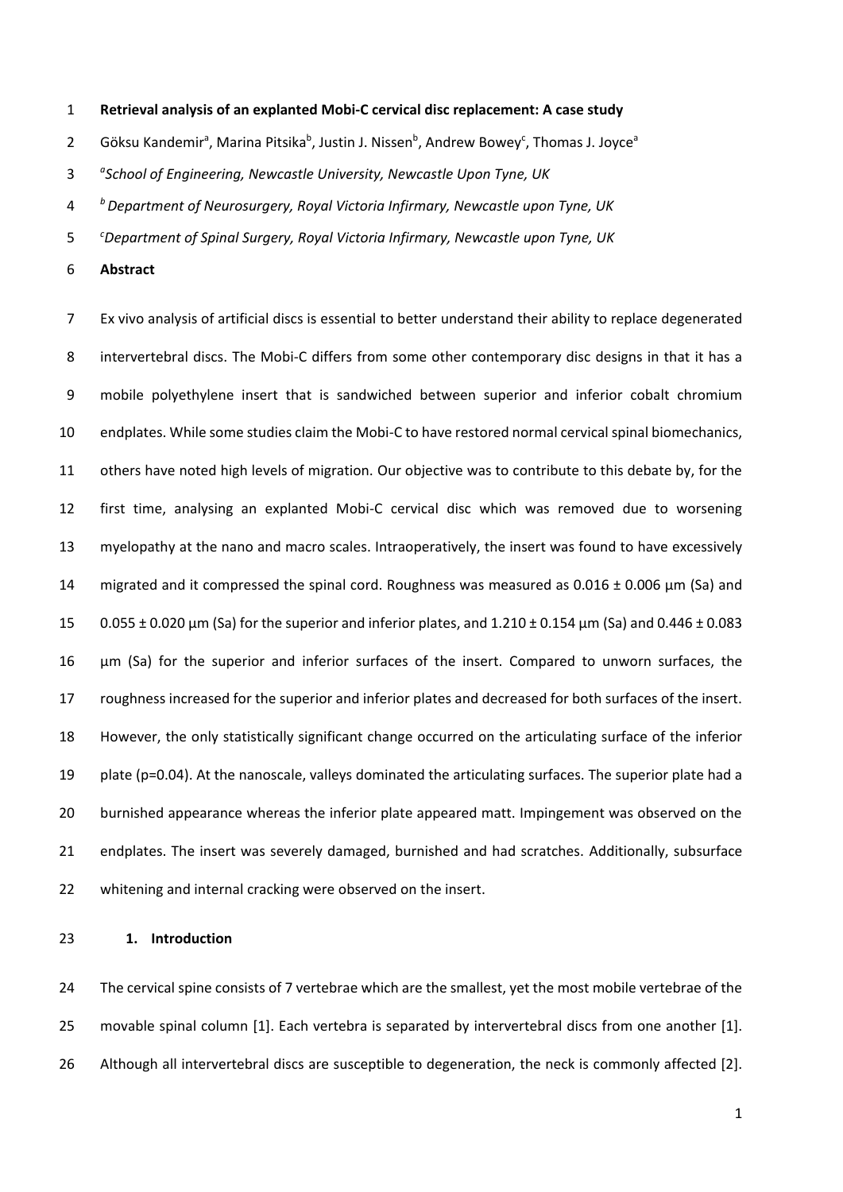# Retrieval analysis of an explanted Mobi-C cervical disc replacement: A case study

Göksu Kandemir[a], Marina Pitsika[b], Justin J. Nissen[b], Andrew Bowey[c], Thomas J. Joyce[a]

[a] *School of Engineering, Newcastle University, Newcastle Upon Tyne, UK*

[b] *Department of Neurosurgery, Royal Victoria Infirmary, Newcastle upon Tyne, UK*

[c] *Department of Spinal Surgery, Royal Victoria Infirmary, Newcastle upon Tyne, UK*

## Abstract

Ex vivo analysis of artificial discs is essential to better understand their ability to replace degenerated intervertebral discs. The Mobi-C differs from some other contemporary disc designs in that it has a mobile polyethylene insert that is sandwiched between superior and inferior cobalt chromium endplates. While some studies claim the Mobi-C to have restored normal cervical spinal biomechanics, others have noted high levels of migration. Our objective was to contribute to this debate by, for the first time, analysing an explanted Mobi-C cervical disc which was removed due to worsening myelopathy at the nano and macro scales. Intraoperatively, the insert was found to have excessively migrated and it compressed the spinal cord. Roughness was measured as 0.016 ± 0.006 µm (Sa) and 0.055 ± 0.020 µm (Sa) for the superior and inferior plates, and 1.210 ± 0.154 µm (Sa) and 0.446 ± 0.083 µm (Sa) for the superior and inferior surfaces of the insert. Compared to unworn surfaces, the roughness increased for the superior and inferior plates and decreased for both surfaces of the insert. However, the only statistically significant change occurred on the articulating surface of the inferior plate ($p=0.04$). At the nanoscale, valleys dominated the articulating surfaces. The superior plate had a burnished appearance whereas the inferior plate appeared matt. Impingement was observed on the endplates. The insert was severely damaged, burnished and had scratches. Additionally, subsurface whitening and internal cracking were observed on the insert.

## 1. Introduction

The cervical spine consists of 7 vertebrae which are the smallest, yet the most mobile vertebrae of the movable spinal column [1]. Each vertebra is separated by intervertebral discs from one another [1]. Although all intervertebral discs are susceptible to degeneration, the neck is commonly affected [2].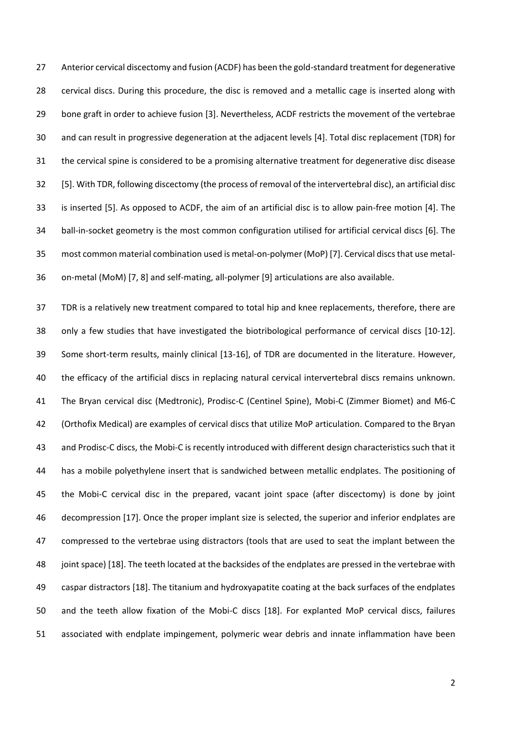Anterior cervical discectomy and fusion (ACDF) has been the gold-standard treatment for degenerative cervical discs. During this procedure, the disc is removed and a metallic cage is inserted along with bone graft in order to achieve fusion [3]. Nevertheless, ACDF restricts the movement of the vertebrae and can result in progressive degeneration at the adjacent levels [4]. Total disc replacement (TDR) for the cervical spine is considered to be a promising alternative treatment for degenerative disc disease [5]. With TDR, following discectomy (the process of removal of the intervertebral disc), an artificial disc is inserted [5]. As opposed to ACDF, the aim of an artificial disc is to allow pain-free motion [4]. The ball-in-socket geometry is the most common configuration utilised for artificial cervical discs [6]. The most common material combination used is metal-on-polymer (MoP) [7]. Cervical discs that use metal-on-metal (MoM) [7, 8] and self-mating, all-polymer [9] articulations are also available.

TDR is a relatively new treatment compared to total hip and knee replacements, therefore, there are only a few studies that have investigated the biotribological performance of cervical discs [10-12]. Some short-term results, mainly clinical [13-16], of TDR are documented in the literature. However, the efficacy of the artificial discs in replacing natural cervical intervertebral discs remains unknown. The Bryan cervical disc (Medtronic), Prodisc-C (Centinel Spine), Mobi-C (Zimmer Biomet) and M6-C (Orthofix Medical) are examples of cervical discs that utilize MoP articulation. Compared to the Bryan and Prodisc-C discs, the Mobi-C is recently introduced with different design characteristics such that it has a mobile polyethylene insert that is sandwiched between metallic endplates. The positioning of the Mobi-C cervical disc in the prepared, vacant joint space (after discectomy) is done by joint decompression [17]. Once the proper implant size is selected, the superior and inferior endplates are compressed to the vertebrae using distractors (tools that are used to seat the implant between the joint space) [18]. The teeth located at the backsides of the endplates are pressed in the vertebrae with caspar distractors [18]. The titanium and hydroxyapatite coating at the back surfaces of the endplates and the teeth allow fixation of the Mobi-C discs [18]. For explanted MoP cervical discs, failures associated with endplate impingement, polymeric wear debris and innate inflammation have been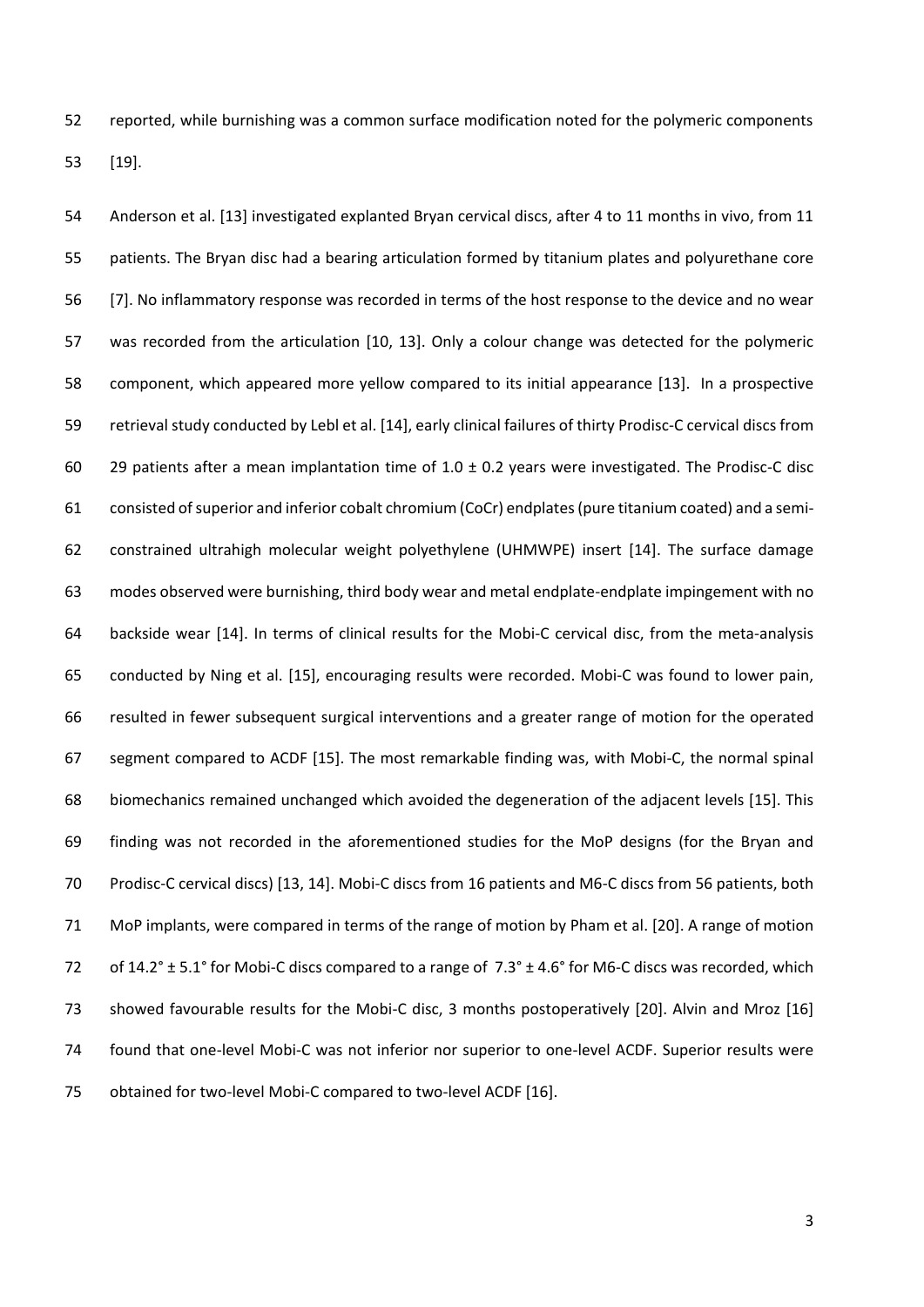reported, while burnishing was a common surface modification noted for the polymeric components [19].

Anderson et al. [13] investigated explanted Bryan cervical discs, after 4 to 11 months in vivo, from 11 patients. The Bryan disc had a bearing articulation formed by titanium plates and polyurethane core [7]. No inflammatory response was recorded in terms of the host response to the device and no wear was recorded from the articulation [10, 13]. Only a colour change was detected for the polymeric component, which appeared more yellow compared to its initial appearance [13]. In a prospective retrieval study conducted by Lebl et al. [14], early clinical failures of thirty Prodisc-C cervical discs from 29 patients after a mean implantation time of 1.0 ± 0.2 years were investigated. The Prodisc-C disc consisted of superior and inferior cobalt chromium (CoCr) endplates (pure titanium coated) and a semi-constrained ultrahigh molecular weight polyethylene (UHMWPE) insert [14]. The surface damage modes observed were burnishing, third body wear and metal endplate-endplate impingement with no backside wear [14]. In terms of clinical results for the Mobi-C cervical disc, from the meta-analysis conducted by Ning et al. [15], encouraging results were recorded. Mobi-C was found to lower pain, resulted in fewer subsequent surgical interventions and a greater range of motion for the operated segment compared to ACDF [15]. The most remarkable finding was, with Mobi-C, the normal spinal biomechanics remained unchanged which avoided the degeneration of the adjacent levels [15]. This finding was not recorded in the aforementioned studies for the MoP designs (for the Bryan and Prodisc-C cervical discs) [13, 14]. Mobi-C discs from 16 patients and M6-C discs from 56 patients, both MoP implants, were compared in terms of the range of motion by Pham et al. [20]. A range of motion of 14.2° ± 5.1° for Mobi-C discs compared to a range of 7.3° ± 4.6° for M6-C discs was recorded, which showed favourable results for the Mobi-C disc, 3 months postoperatively [20]. Alvin and Mroz [16] found that one-level Mobi-C was not inferior nor superior to one-level ACDF. Superior results were obtained for two-level Mobi-C compared to two-level ACDF [16].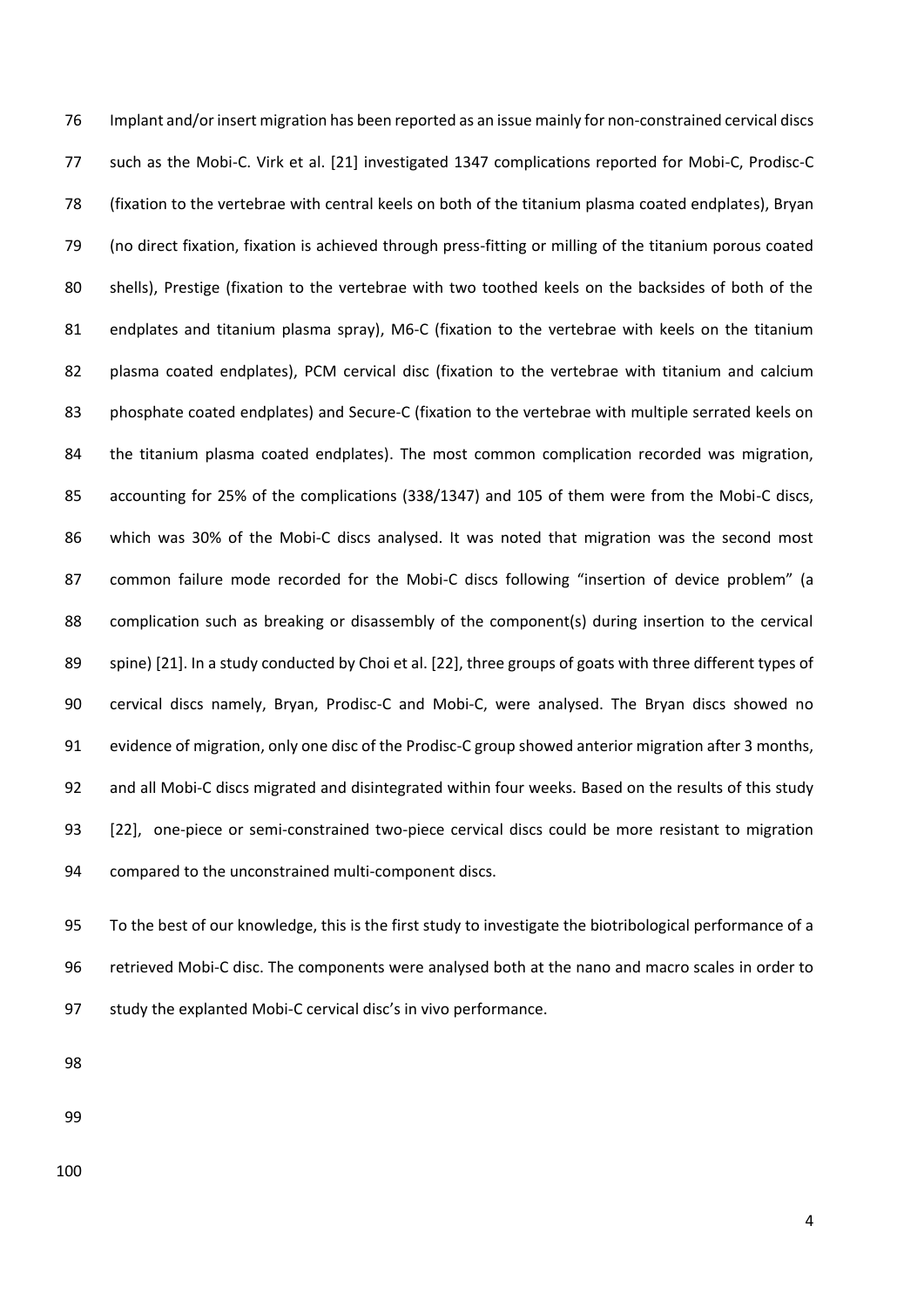Implant and/or insert migration has been reported as an issue mainly for non-constrained cervical discs such as the Mobi-C. Virk et al. [21] investigated 1347 complications reported for Mobi-C, Prodisc-C (fixation to the vertebrae with central keels on both of the titanium plasma coated endplates), Bryan (no direct fixation, fixation is achieved through press-fitting or milling of the titanium porous coated shells), Prestige (fixation to the vertebrae with two toothed keels on the backsides of both of the endplates and titanium plasma spray), M6-C (fixation to the vertebrae with keels on the titanium plasma coated endplates), PCM cervical disc (fixation to the vertebrae with titanium and calcium phosphate coated endplates) and Secure-C (fixation to the vertebrae with multiple serrated keels on the titanium plasma coated endplates). The most common complication recorded was migration, accounting for 25% of the complications (338/1347) and 105 of them were from the Mobi-C discs, which was 30% of the Mobi-C discs analysed. It was noted that migration was the second most common failure mode recorded for the Mobi-C discs following "insertion of device problem" (a complication such as breaking or disassembly of the component(s) during insertion to the cervical spine) [21]. In a study conducted by Choi et al. [22], three groups of goats with three different types of cervical discs namely, Bryan, Prodisc-C and Mobi-C, were analysed. The Bryan discs showed no evidence of migration, only one disc of the Prodisc-C group showed anterior migration after 3 months, and all Mobi-C discs migrated and disintegrated within four weeks. Based on the results of this study [22], one-piece or semi-constrained two-piece cervical discs could be more resistant to migration compared to the unconstrained multi-component discs.

To the best of our knowledge, this is the first study to investigate the biotribological performance of a retrieved Mobi-C disc. The components were analysed both at the nano and macro scales in order to study the explanted Mobi-C cervical disc's in vivo performance.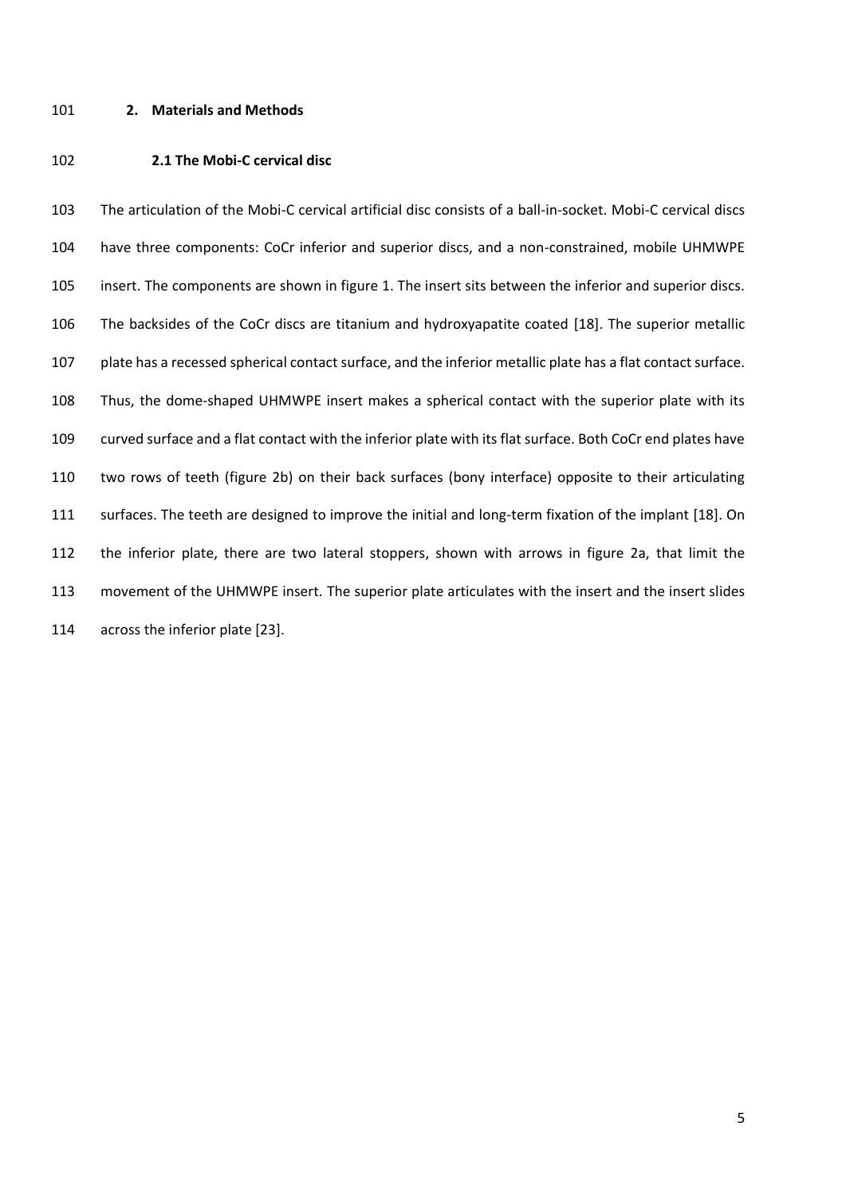## 2. Materials and Methods

### 2.1 The Mobi-C cervical disc

The articulation of the Mobi-C cervical artificial disc consists of a ball-in-socket. Mobi-C cervical discs have three components: CoCr inferior and superior discs, and a non-constrained, mobile UHMWPE insert. The components are shown in figure 1. The insert sits between the inferior and superior discs. The backsides of the CoCr discs are titanium and hydroxyapatite coated [18]. The superior metallic plate has a recessed spherical contact surface, and the inferior metallic plate has a flat contact surface. Thus, the dome-shaped UHMWPE insert makes a spherical contact with the superior plate with its curved surface and a flat contact with the inferior plate with its flat surface. Both CoCr end plates have two rows of teeth (figure 2b) on their back surfaces (bony interface) opposite to their articulating surfaces. The teeth are designed to improve the initial and long-term fixation of the implant [18]. On the inferior plate, there are two lateral stoppers, shown with arrows in figure 2a, that limit the movement of the UHMWPE insert. The superior plate articulates with the insert and the insert slides across the inferior plate [23].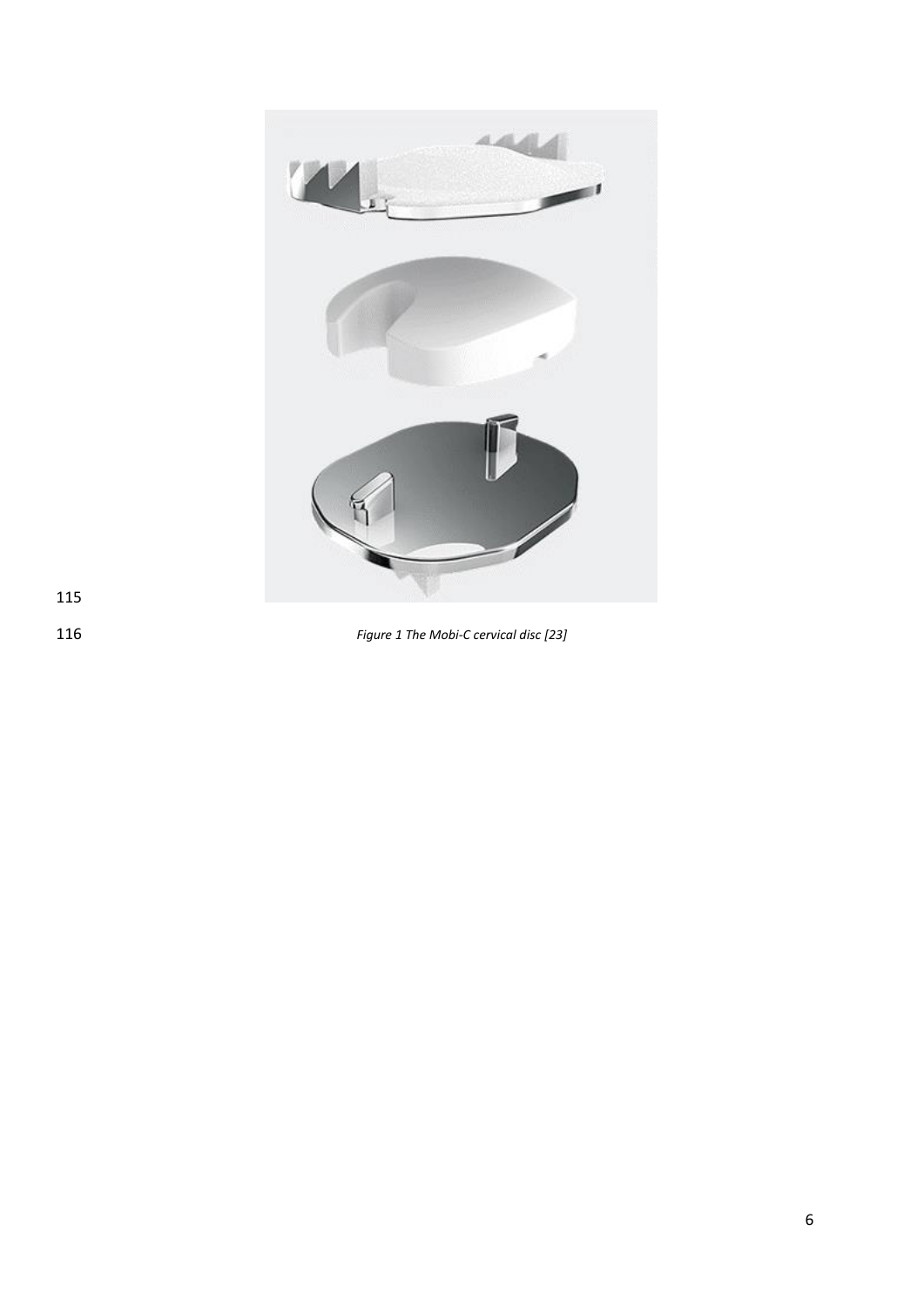*Figure 1 The Mobi-C cervical disc [23]*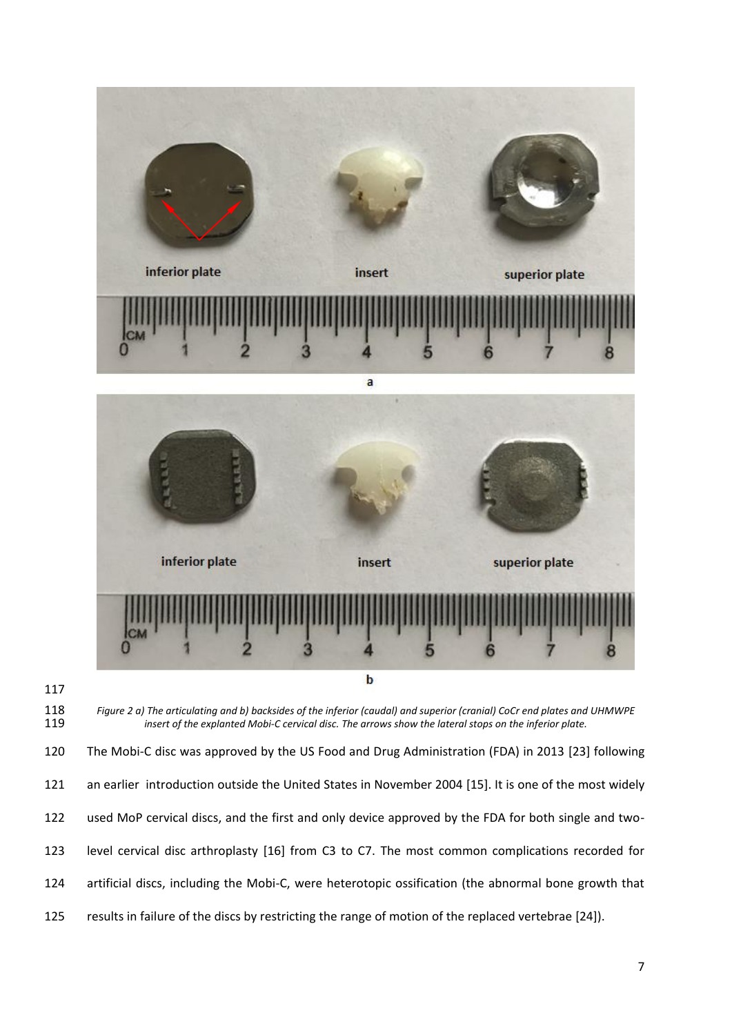*Figure 2 a) The articulating and b) backsides of the inferior (caudal) and superior (cranial) CoCr end plates and UHMWPE insert of the explanted Mobi-C cervical disc. The arrows show the lateral stops on the inferior plate.*

The Mobi-C disc was approved by the US Food and Drug Administration (FDA) in 2013 [23] following an earlier introduction outside the United States in November 2004 [15]. It is one of the most widely used MoP cervical discs, and the first and only device approved by the FDA for both single and two-level cervical disc arthroplasty [16] from C3 to C7. The most common complications recorded for artificial discs, including the Mobi-C, were heterotopic ossification (the abnormal bone growth that results in failure of the discs by restricting the range of motion of the replaced vertebrae [24]).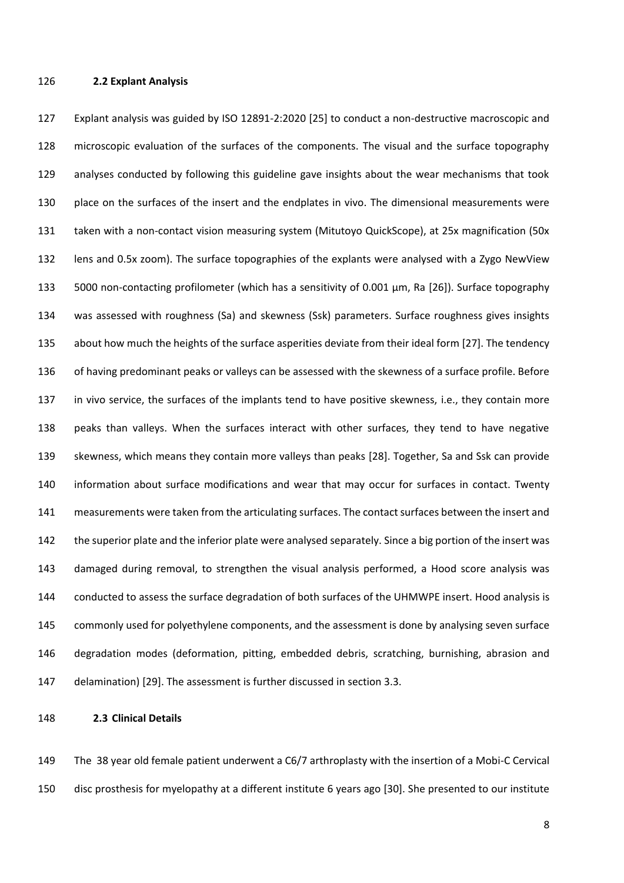### 2.2 Explant Analysis

Explant analysis was guided by ISO 12891-2:2020 [25] to conduct a non-destructive macroscopic and microscopic evaluation of the surfaces of the components. The visual and the surface topography analyses conducted by following this guideline gave insights about the wear mechanisms that took place on the surfaces of the insert and the endplates in vivo. The dimensional measurements were taken with a non-contact vision measuring system (Mitutoyo QuickScope), at 25x magnification (50x lens and 0.5x zoom). The surface topographies of the explants were analysed with a Zygo NewView 5000 non-contacting profilometer (which has a sensitivity of 0.001 µm, Ra [26]). Surface topography was assessed with roughness (Sa) and skewness (Ssk) parameters. Surface roughness gives insights about how much the heights of the surface asperities deviate from their ideal form [27]. The tendency of having predominant peaks or valleys can be assessed with the skewness of a surface profile. Before in vivo service, the surfaces of the implants tend to have positive skewness, i.e., they contain more peaks than valleys. When the surfaces interact with other surfaces, they tend to have negative skewness, which means they contain more valleys than peaks [28]. Together, Sa and Ssk can provide information about surface modifications and wear that may occur for surfaces in contact. Twenty measurements were taken from the articulating surfaces. The contact surfaces between the insert and the superior plate and the inferior plate were analysed separately. Since a big portion of the insert was damaged during removal, to strengthen the visual analysis performed, a Hood score analysis was conducted to assess the surface degradation of both surfaces of the UHMWPE insert. Hood analysis is commonly used for polyethylene components, and the assessment is done by analysing seven surface degradation modes (deformation, pitting, embedded debris, scratching, burnishing, abrasion and delamination) [29]. The assessment is further discussed in section 3.3.

### 2.3 Clinical Details

The 38 year old female patient underwent a C6/7 arthroplasty with the insertion of a Mobi-C Cervical disc prosthesis for myelopathy at a different institute 6 years ago [30]. She presented to our institute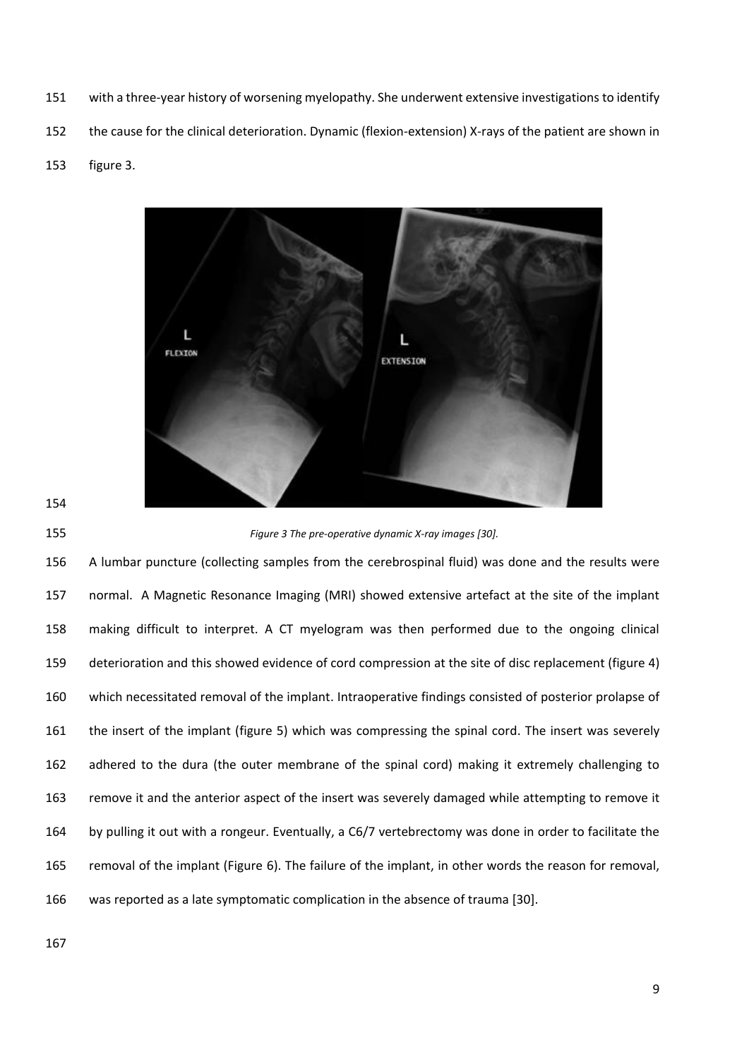with a three-year history of worsening myelopathy. She underwent extensive investigations to identify the cause for the clinical deterioration. Dynamic (flexion-extension) X-rays of the patient are shown in figure 3.

*Figure 3 The pre-operative dynamic X-ray images [30].*

A lumbar puncture (collecting samples from the cerebrospinal fluid) was done and the results were normal. A Magnetic Resonance Imaging (MRI) showed extensive artefact at the site of the implant making difficult to interpret. A CT myelogram was then performed due to the ongoing clinical deterioration and this showed evidence of cord compression at the site of disc replacement (figure 4) which necessitated removal of the implant. Intraoperative findings consisted of posterior prolapse of the insert of the implant (figure 5) which was compressing the spinal cord. The insert was severely adhered to the dura (the outer membrane of the spinal cord) making it extremely challenging to remove it and the anterior aspect of the insert was severely damaged while attempting to remove it by pulling it out with a rongeur. Eventually, a C6/7 vertebrectomy was done in order to facilitate the removal of the implant (Figure 6). The failure of the implant, in other words the reason for removal, was reported as a late symptomatic complication in the absence of trauma [30].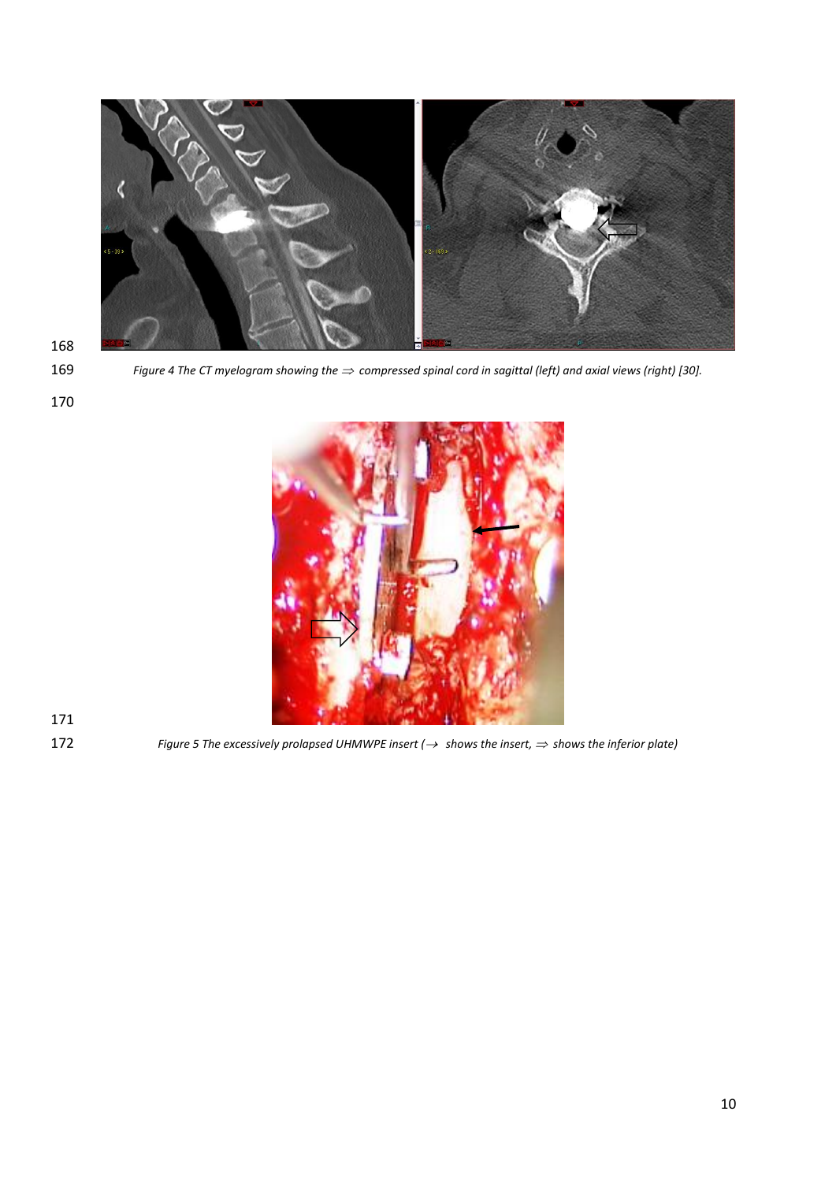Figure 4 The CT myelogram showing the $\Rightarrow$ compressed spinal cord in sagittal (left) and axial views (right) [30].

Figure 5 The excessively prolapsed UHMWPE insert ($\rightarrow$ shows the insert, $\Rightarrow$ shows the inferior plate)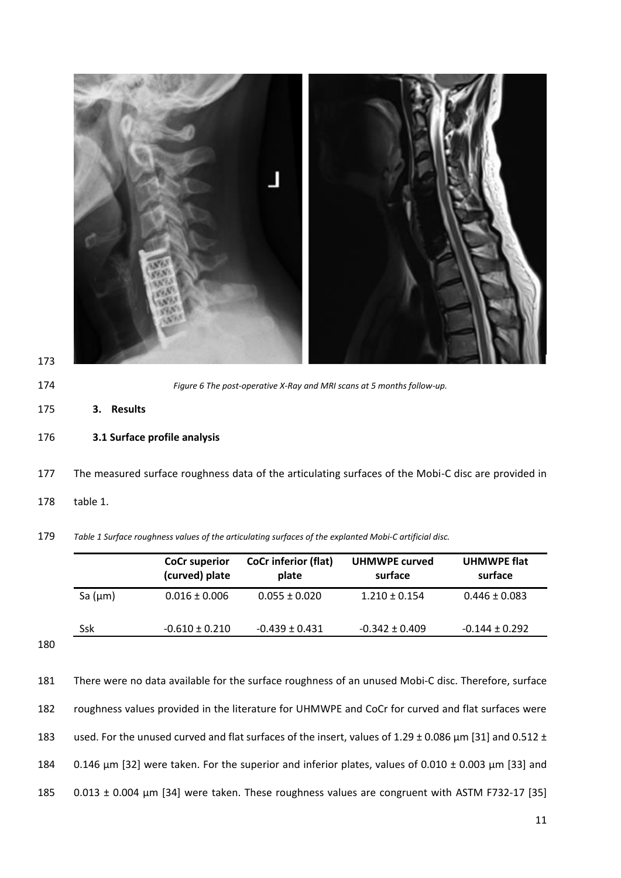*Figure 6 The post-operative X-Ray and MRI scans at 5 months follow-up.*

## 3. Results

### 3.1 Surface profile analysis

The measured surface roughness data of the articulating surfaces of the Mobi-C disc are provided in table 1.

*Table 1 Surface roughness values of the articulating surfaces of the explanted Mobi-C artificial disc.*

| | CoCr superior (curved) plate | CoCr inferior (flat) plate | UHMWPE curved surface | UHMWPE flat surface |
|---|---|---|---|---|
| Sa (μm) | 0.016 ± 0.006 | 0.055 ± 0.020 | 1.210 ± 0.154 | 0.446 ± 0.083 |
| Ssk | -0.610 ± 0.210 | -0.439 ± 0.431 | -0.342 ± 0.409 | -0.144 ± 0.292 |

There were no data available for the surface roughness of an unused Mobi-C disc. Therefore, surface roughness values provided in the literature for UHMWPE and CoCr for curved and flat surfaces were used. For the unused curved and flat surfaces of the insert, values of 1.29 ± 0.086 μm [31] and 0.512 ± 0.146 μm [32] were taken. For the superior and inferior plates, values of 0.010 ± 0.003 μm [33] and 0.013 ± 0.004 μm [34] were taken. These roughness values are congruent with ASTM F732-17 [35]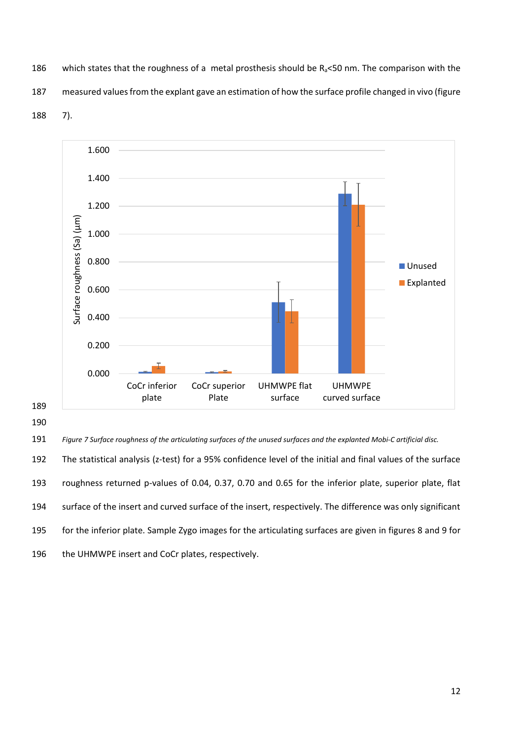which states that the roughness of a metal prosthesis should be $R_a$<50 nm. The comparison with the measured values from the explant gave an estimation of how the surface profile changed in vivo (figure 7).

*Figure 7 Surface roughness of the articulating surfaces of the unused surfaces and the explanted Mobi-C artificial disc.*

The statistical analysis (z-test) for a 95% confidence level of the initial and final values of the surface roughness returned p-values of 0.04, 0.37, 0.70 and 0.65 for the inferior plate, superior plate, flat surface of the insert and curved surface of the insert, respectively. The difference was only significant for the inferior plate. Sample Zygo images for the articulating surfaces are given in figures 8 and 9 for the UHMWPE insert and CoCr plates, respectively.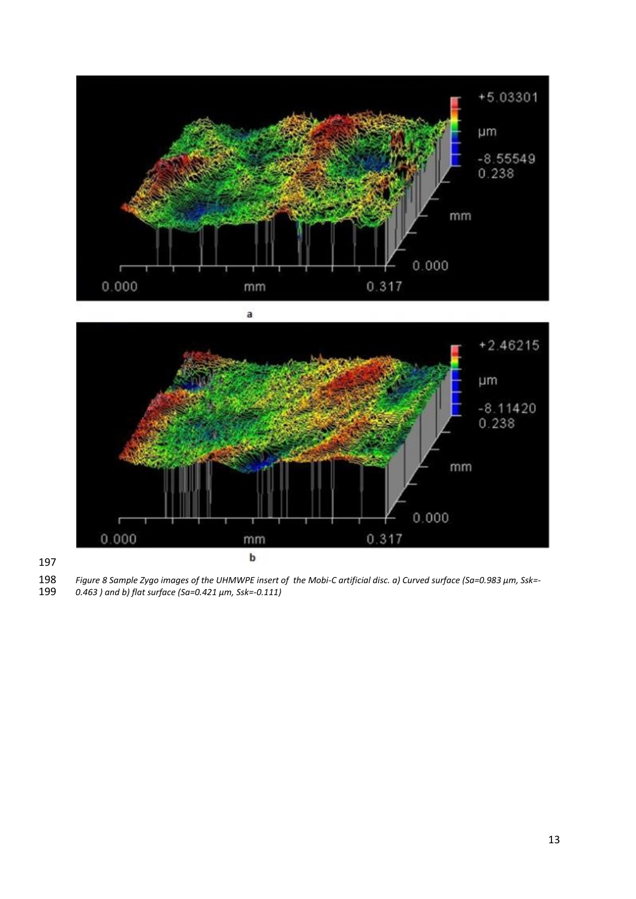*Figure 8 Sample Zygo images of the UHMWPE insert of the Mobi-C artificial disc. a) Curved surface (Sa=0.983 µm, Ssk=-0.463 ) and b) flat surface (Sa=0.421 µm, Ssk=-0.111)*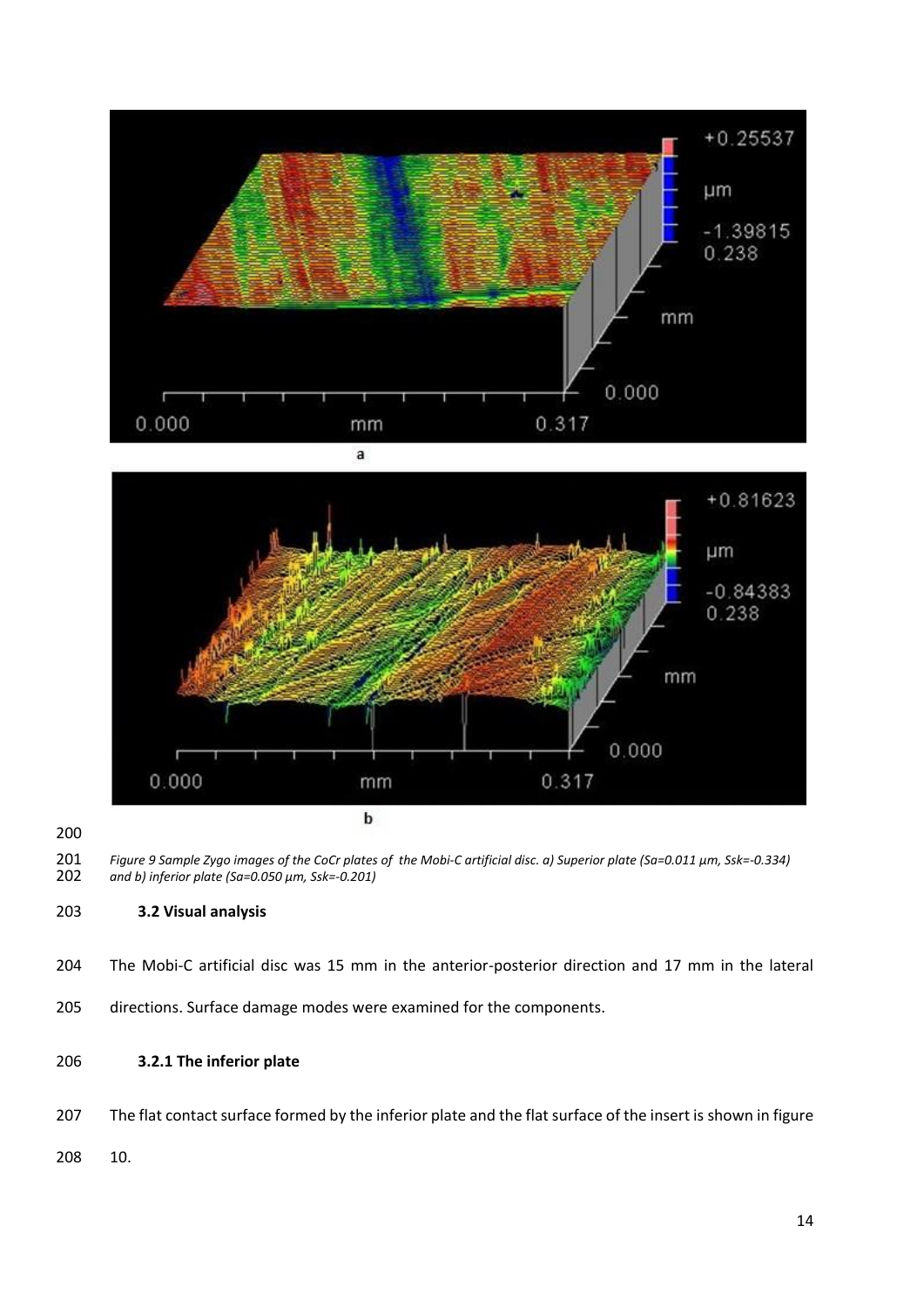*Figure 9 Sample Zygo images of the CoCr plates of the Mobi-C artificial disc. a) Superior plate (Sa=0.011 µm, Ssk=-0.334) and b) inferior plate (Sa=0.050 µm, Ssk=-0.201)*

### 3.2 Visual analysis

The Mobi-C artificial disc was 15 mm in the anterior-posterior direction and 17 mm in the lateral directions. Surface damage modes were examined for the components.

#### 3.2.1 The inferior plate

The flat contact surface formed by the inferior plate and the flat surface of the insert is shown in figure 10.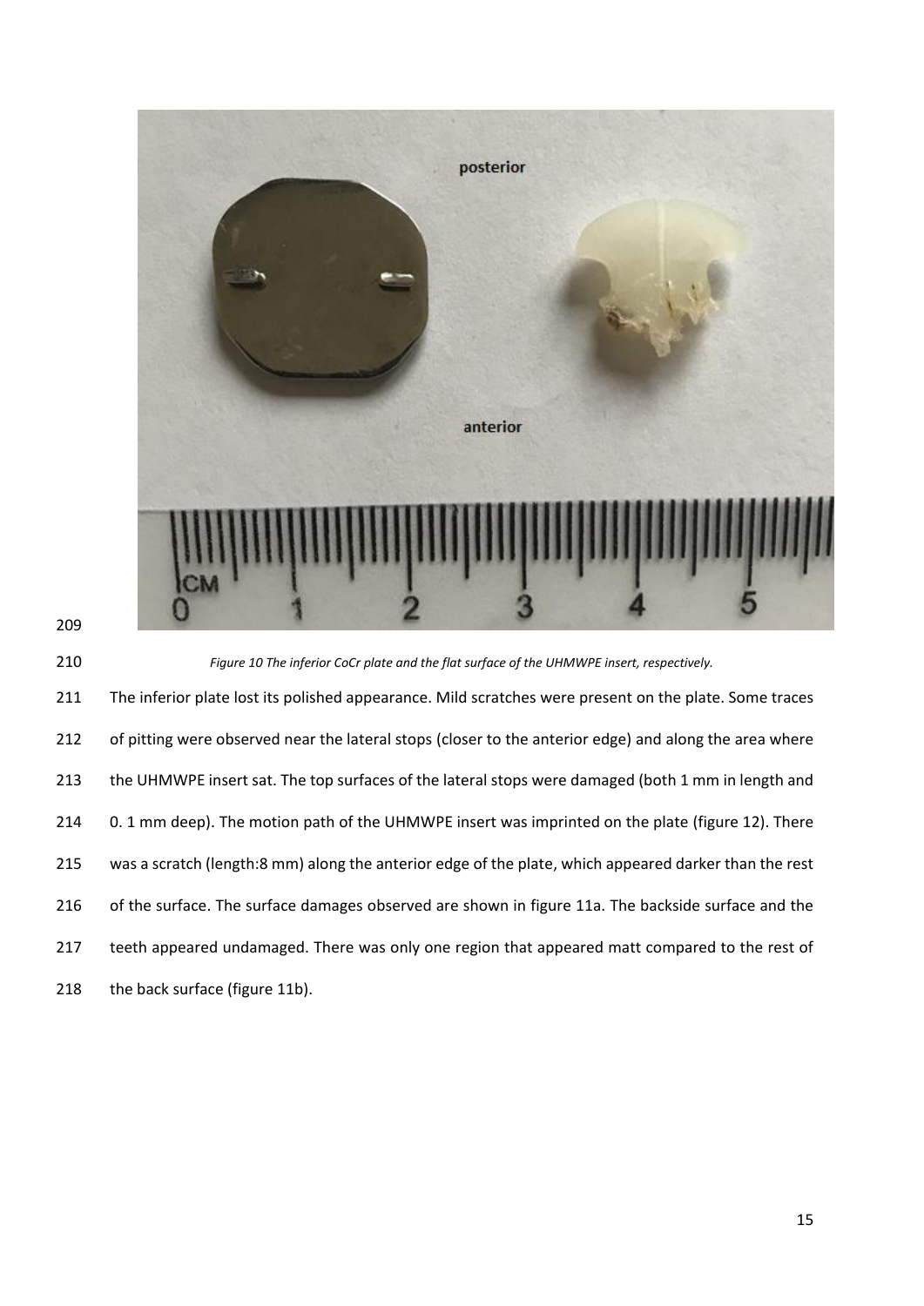Figure 10 The inferior CoCr plate and the flat surface of the UHMWPE insert, respectively.

The inferior plate lost its polished appearance. Mild scratches were present on the plate. Some traces of pitting were observed near the lateral stops (closer to the anterior edge) and along the area where the UHMWPE insert sat. The top surfaces of the lateral stops were damaged (both 1 mm in length and 0. 1 mm deep). The motion path of the UHMWPE insert was imprinted on the plate (figure 12). There was a scratch (length:8 mm) along the anterior edge of the plate, which appeared darker than the rest of the surface. The surface damages observed are shown in figure 11a. The backside surface and the teeth appeared undamaged. There was only one region that appeared matt compared to the rest of the back surface (figure 11b).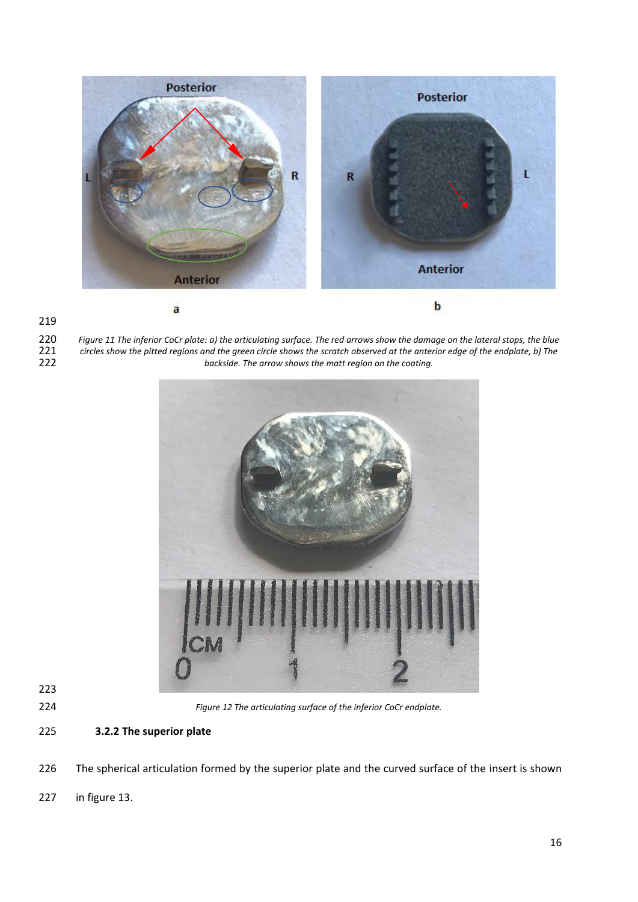*Figure 11 The inferior CoCr plate: a) the articulating surface. The red arrows show the damage on the lateral stops, the blue circles show the pitted regions and the green circle shows the scratch observed at the anterior edge of the endplate, b) The backside. The arrow shows the matt region on the coating.*

*Figure 12 The articulating surface of the inferior CoCr endplate.*

### 3.2.2 The superior plate

The spherical articulation formed by the superior plate and the curved surface of the insert is shown in figure 13.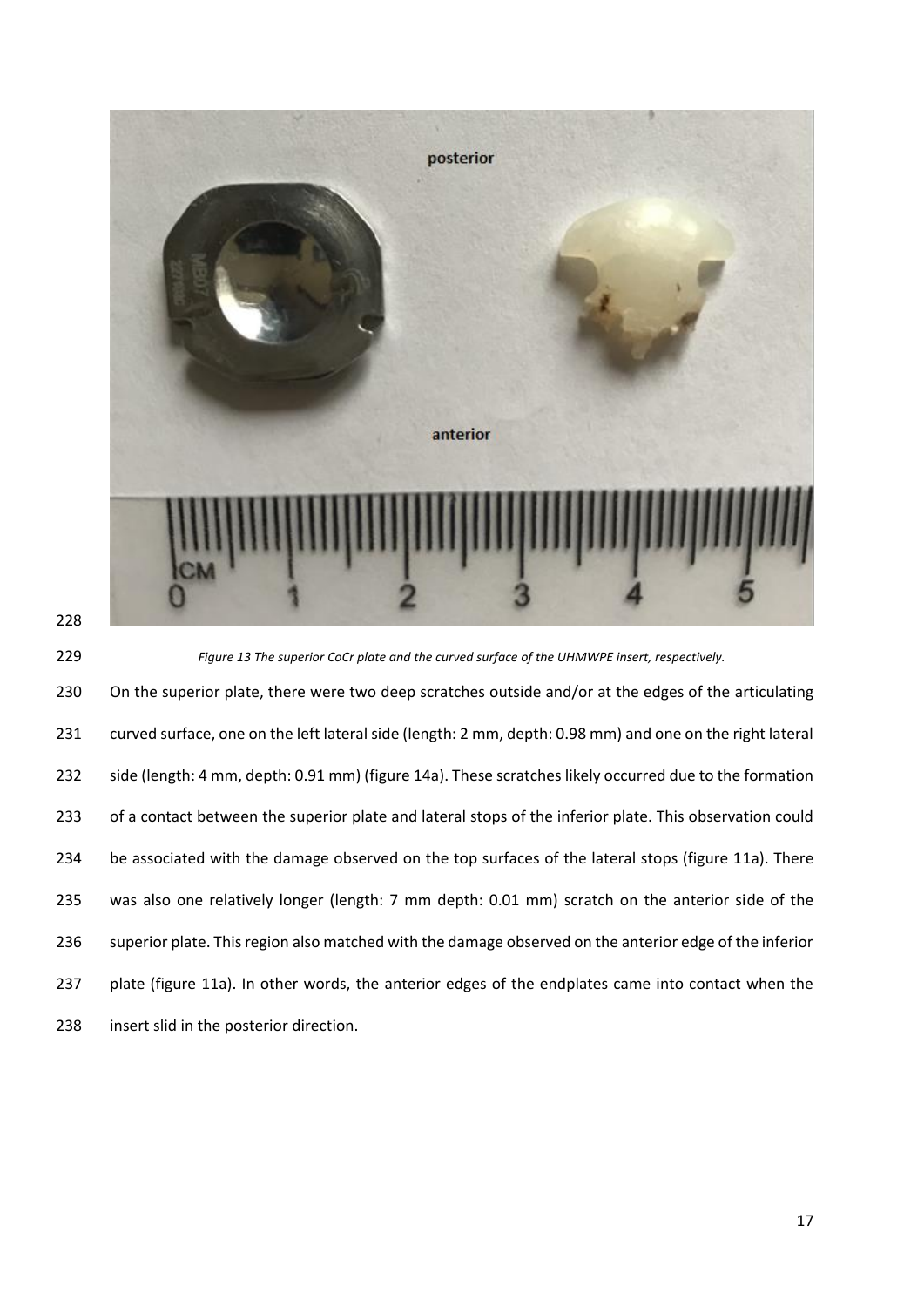*Figure 13 The superior CoCr plate and the curved surface of the UHMWPE insert, respectively.*

On the superior plate, there were two deep scratches outside and/or at the edges of the articulating curved surface, one on the left lateral side (length: 2 mm, depth: 0.98 mm) and one on the right lateral side (length: 4 mm, depth: 0.91 mm) (figure 14a). These scratches likely occurred due to the formation of a contact between the superior plate and lateral stops of the inferior plate. This observation could be associated with the damage observed on the top surfaces of the lateral stops (figure 11a). There was also one relatively longer (length: 7 mm depth: 0.01 mm) scratch on the anterior side of the superior plate. This region also matched with the damage observed on the anterior edge of the inferior plate (figure 11a). In other words, the anterior edges of the endplates came into contact when the insert slid in the posterior direction.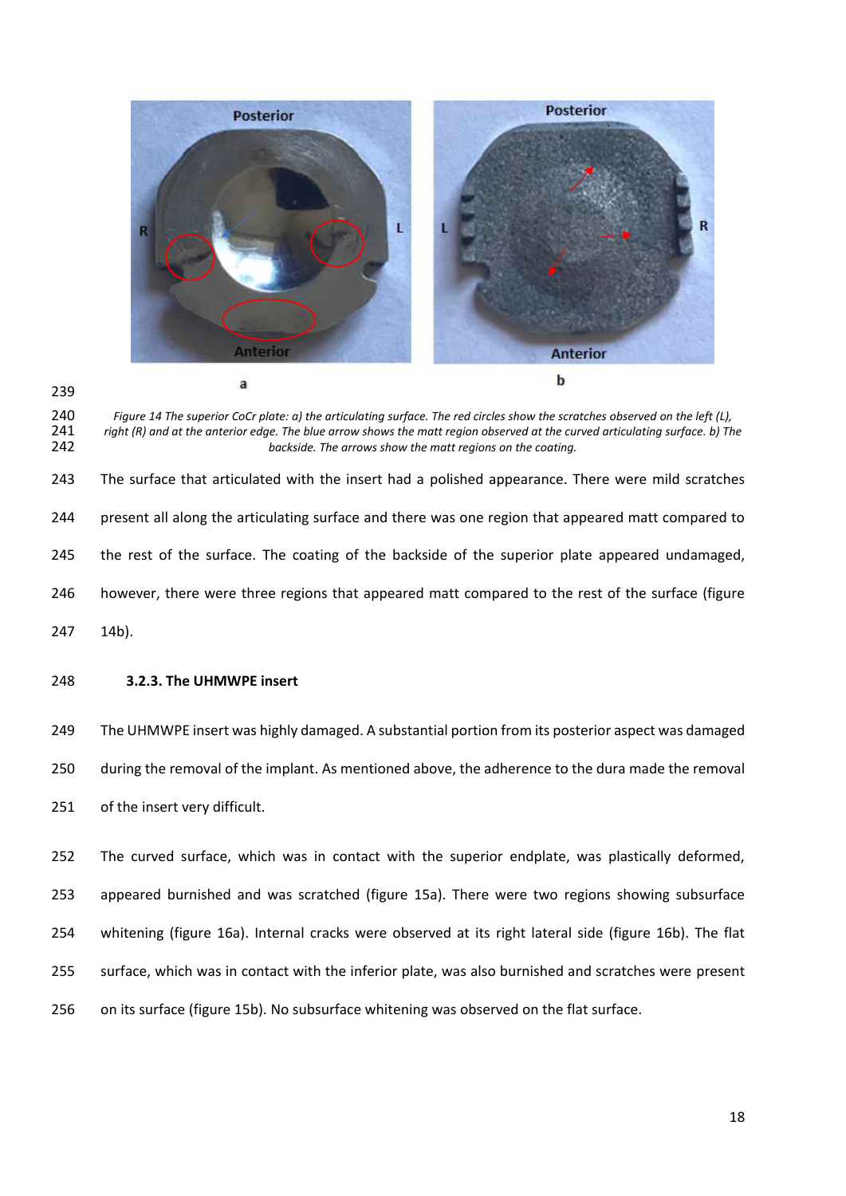*Figure 14 The superior CoCr plate: a) the articulating surface. The red circles show the scratches observed on the left (L), right (R) and at the anterior edge. The blue arrow shows the matt region observed at the curved articulating surface. b) The backside. The arrows show the matt regions on the coating.*

The surface that articulated with the insert had a polished appearance. There were mild scratches present all along the articulating surface and there was one region that appeared matt compared to the rest of the surface. The coating of the backside of the superior plate appeared undamaged, however, there were three regions that appeared matt compared to the rest of the surface (figure 14b).

### 3.2.3. The UHMWPE insert

The UHMWPE insert was highly damaged. A substantial portion from its posterior aspect was damaged during the removal of the implant. As mentioned above, the adherence to the dura made the removal of the insert very difficult.

The curved surface, which was in contact with the superior endplate, was plastically deformed, appeared burnished and was scratched (figure 15a). There were two regions showing subsurface whitening (figure 16a). Internal cracks were observed at its right lateral side (figure 16b). The flat surface, which was in contact with the inferior plate, was also burnished and scratches were present on its surface (figure 15b). No subsurface whitening was observed on the flat surface.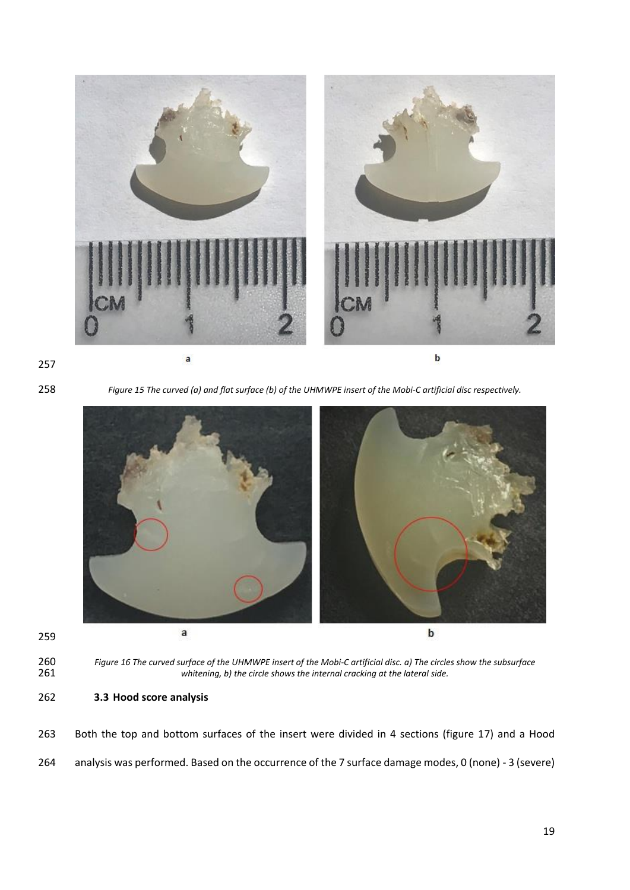*Figure 15 The curved (a) and flat surface (b) of the UHMWPE insert of the Mobi-C artificial disc respectively.*

*Figure 16 The curved surface of the UHMWPE insert of the Mobi-C artificial disc. a) The circles show the subsurface whitening, b) the circle shows the internal cracking at the lateral side.*

### 3.3 Hood score analysis

Both the top and bottom surfaces of the insert were divided in 4 sections (figure 17) and a Hood analysis was performed. Based on the occurrence of the 7 surface damage modes, 0 (none) - 3 (severe)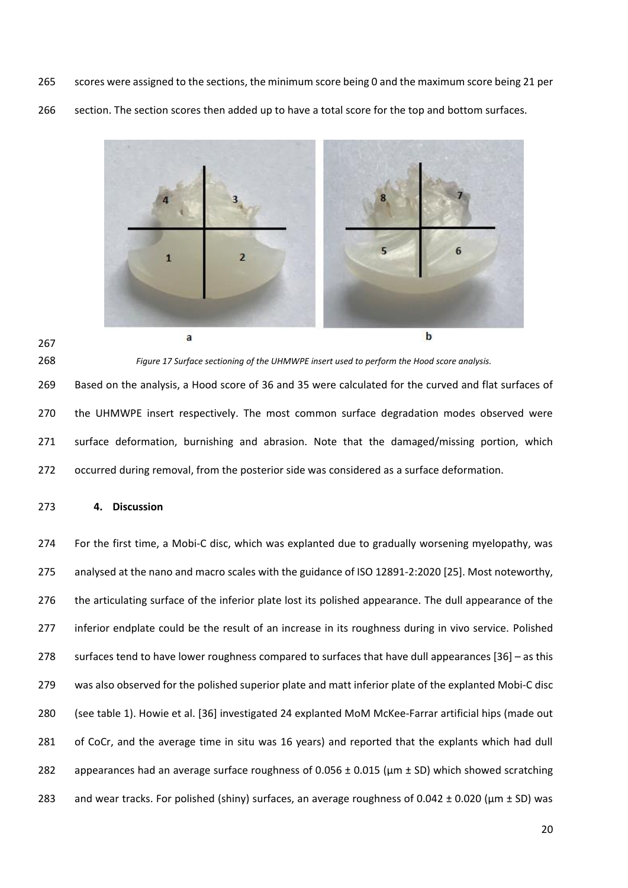scores were assigned to the sections, the minimum score being 0 and the maximum score being 21 per section. The section scores then added up to have a total score for the top and bottom surfaces.

*Figure 17 Surface sectioning of the UHMWPE insert used to perform the Hood score analysis.*

Based on the analysis, a Hood score of 36 and 35 were calculated for the curved and flat surfaces of the UHMWPE insert respectively. The most common surface degradation modes observed were surface deformation, burnishing and abrasion. Note that the damaged/missing portion, which occurred during removal, from the posterior side was considered as a surface deformation.

## 4. Discussion

For the first time, a Mobi-C disc, which was explanted due to gradually worsening myelopathy, was analysed at the nano and macro scales with the guidance of ISO 12891-2:2020 [25]. Most noteworthy, the articulating surface of the inferior plate lost its polished appearance. The dull appearance of the inferior endplate could be the result of an increase in its roughness during in vivo service. Polished surfaces tend to have lower roughness compared to surfaces that have dull appearances [36] – as this was also observed for the polished superior plate and matt inferior plate of the explanted Mobi-C disc (see table 1). Howie et al. [36] investigated 24 explanted MoM McKee-Farrar artificial hips (made out of CoCr, and the average time in situ was 16 years) and reported that the explants which had dull appearances had an average surface roughness of 0.056 ± 0.015 (μm ± SD) which showed scratching and wear tracks. For polished (shiny) surfaces, an average roughness of 0.042 ± 0.020 (μm ± SD) was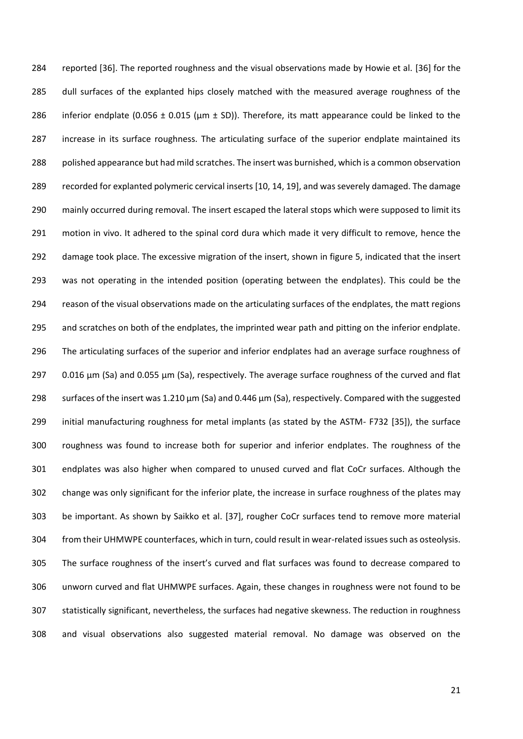reported [36]. The reported roughness and the visual observations made by Howie et al. [36] for the dull surfaces of the explanted hips closely matched with the measured average roughness of the inferior endplate (0.056 ± 0.015 (μm ± SD)). Therefore, its matt appearance could be linked to the increase in its surface roughness. The articulating surface of the superior endplate maintained its polished appearance but had mild scratches. The insert was burnished, which is a common observation recorded for explanted polymeric cervical inserts [10, 14, 19], and was severely damaged. The damage mainly occurred during removal. The insert escaped the lateral stops which were supposed to limit its motion in vivo. It adhered to the spinal cord dura which made it very difficult to remove, hence the damage took place. The excessive migration of the insert, shown in figure 5, indicated that the insert was not operating in the intended position (operating between the endplates). This could be the reason of the visual observations made on the articulating surfaces of the endplates, the matt regions and scratches on both of the endplates, the imprinted wear path and pitting on the inferior endplate. The articulating surfaces of the superior and inferior endplates had an average surface roughness of 0.016 μm (Sa) and 0.055 μm (Sa), respectively. The average surface roughness of the curved and flat surfaces of the insert was 1.210 μm (Sa) and 0.446 μm (Sa), respectively. Compared with the suggested initial manufacturing roughness for metal implants (as stated by the ASTM- F732 [35]), the surface roughness was found to increase both for superior and inferior endplates. The roughness of the endplates was also higher when compared to unused curved and flat CoCr surfaces. Although the change was only significant for the inferior plate, the increase in surface roughness of the plates may be important. As shown by Saikko et al. [37], rougher CoCr surfaces tend to remove more material from their UHMWPE counterfaces, which in turn, could result in wear-related issues such as osteolysis. The surface roughness of the insert's curved and flat surfaces was found to decrease compared to unworn curved and flat UHMWPE surfaces. Again, these changes in roughness were not found to be statistically significant, nevertheless, the surfaces had negative skewness. The reduction in roughness and visual observations also suggested material removal. No damage was observed on the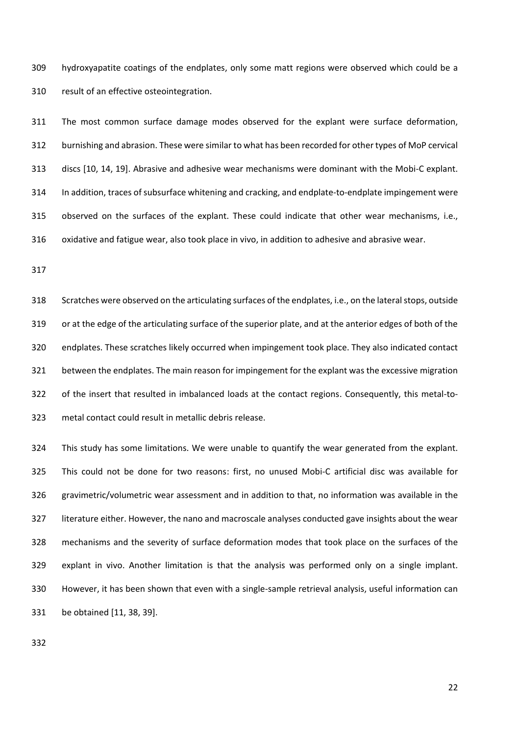hydroxyapatite coatings of the endplates, only some matt regions were observed which could be a result of an effective osteointegration.

The most common surface damage modes observed for the explant were surface deformation, burnishing and abrasion. These were similar to what has been recorded for other types of MoP cervical discs [10, 14, 19]. Abrasive and adhesive wear mechanisms were dominant with the Mobi-C explant. In addition, traces of subsurface whitening and cracking, and endplate-to-endplate impingement were observed on the surfaces of the explant. These could indicate that other wear mechanisms, i.e., oxidative and fatigue wear, also took place in vivo, in addition to adhesive and abrasive wear.

Scratches were observed on the articulating surfaces of the endplates, i.e., on the lateral stops, outside or at the edge of the articulating surface of the superior plate, and at the anterior edges of both of the endplates. These scratches likely occurred when impingement took place. They also indicated contact between the endplates. The main reason for impingement for the explant was the excessive migration of the insert that resulted in imbalanced loads at the contact regions. Consequently, this metal-to-metal contact could result in metallic debris release.

This study has some limitations. We were unable to quantify the wear generated from the explant. This could not be done for two reasons: first, no unused Mobi-C artificial disc was available for gravimetric/volumetric wear assessment and in addition to that, no information was available in the literature either. However, the nano and macroscale analyses conducted gave insights about the wear mechanisms and the severity of surface deformation modes that took place on the surfaces of the explant in vivo. Another limitation is that the analysis was performed only on a single implant. However, it has been shown that even with a single-sample retrieval analysis, useful information can be obtained [11, 38, 39].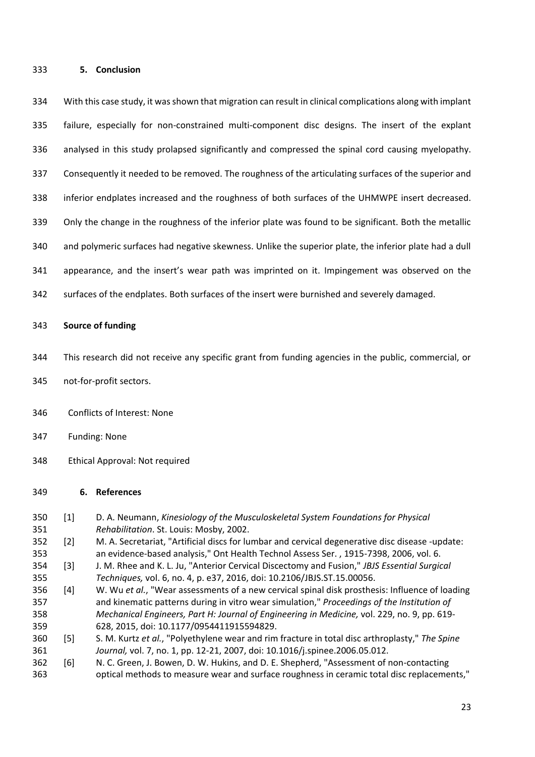## 5. Conclusion

With this case study, it was shown that migration can result in clinical complications along with implant failure, especially for non-constrained multi-component disc designs. The insert of the explant analysed in this study prolapsed significantly and compressed the spinal cord causing myelopathy. Consequently it needed to be removed. The roughness of the articulating surfaces of the superior and inferior endplates increased and the roughness of both surfaces of the UHMWPE insert decreased. Only the change in the roughness of the inferior plate was found to be significant. Both the metallic and polymeric surfaces had negative skewness. Unlike the superior plate, the inferior plate had a dull appearance, and the insert's wear path was imprinted on it. Impingement was observed on the surfaces of the endplates. Both surfaces of the insert were burnished and severely damaged.

**Source of funding**

This research did not receive any specific grant from funding agencies in the public, commercial, or not-for-profit sectors.

Conflicts of Interest: None

Funding: None

Ethical Approval: Not required

## 6. References

[1] D. A. Neumann, *Kinesiology of the Musculoskeletal System Foundations for Physical Rehabilitation*. St. Louis: Mosby, 2002.

[2] M. A. Secretariat, "Artificial discs for lumbar and cervical degenerative disc disease -update: an evidence-based analysis," Ont Health Technol Assess Ser. , 1915-7398, 2006, vol. 6.

[3] J. M. Rhee and K. L. Ju, "Anterior Cervical Discectomy and Fusion," *JBJS Essential Surgical Techniques,* vol. 6, no. 4, p. e37, 2016, doi: 10.2106/JBJS.ST.15.00056.

[4] W. Wu *et al.*, "Wear assessments of a new cervical spinal disk prosthesis: Influence of loading and kinematic patterns during in vitro wear simulation," *Proceedings of the Institution of Mechanical Engineers, Part H: Journal of Engineering in Medicine,* vol. 229, no. 9, pp. 619-628, 2015, doi: 10.1177/0954411915594829.

[5] S. M. Kurtz *et al.*, "Polyethylene wear and rim fracture in total disc arthroplasty," *The Spine Journal,* vol. 7, no. 1, pp. 12-21, 2007, doi: 10.1016/j.spinee.2006.05.012.

[6] N. C. Green, J. Bowen, D. W. Hukins, and D. E. Shepherd, "Assessment of non-contacting optical methods to measure wear and surface roughness in ceramic total disc replacements,"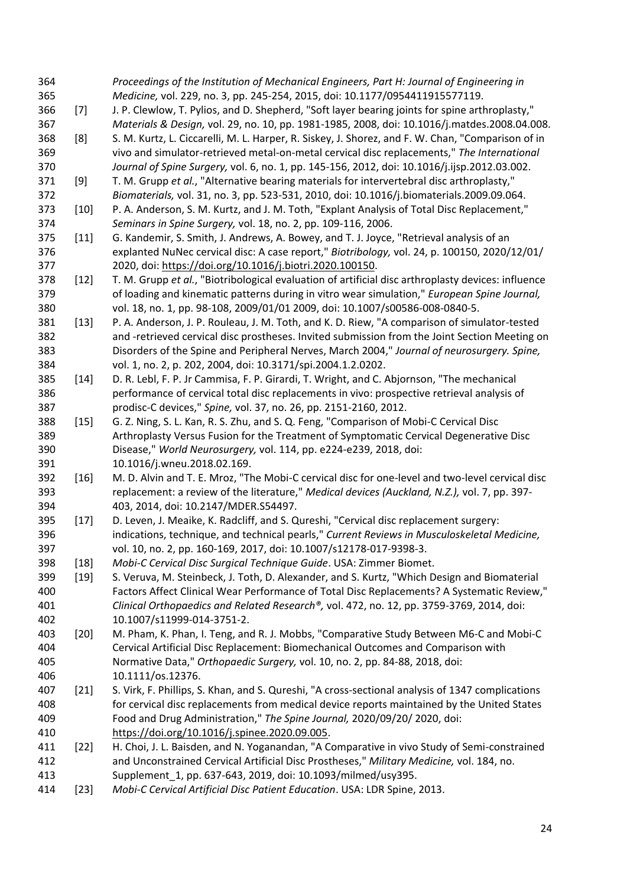*Proceedings of the Institution of Mechanical Engineers, Part H: Journal of Engineering in Medicine,* vol. 229, no. 3, pp. 245-254, 2015, doi: 10.1177/0954411915577119.

[7] J. P. Clewlow, T. Pylios, and D. Shepherd, "Soft layer bearing joints for spine arthroplasty," *Materials & Design,* vol. 29, no. 10, pp. 1981-1985, 2008, doi: 10.1016/j.matdes.2008.04.008.

[8] S. M. Kurtz, L. Ciccarelli, M. L. Harper, R. Siskey, J. Shorez, and F. W. Chan, "Comparison of in vivo and simulator-retrieved metal-on-metal cervical disc replacements," *The International Journal of Spine Surgery,* vol. 6, no. 1, pp. 145-156, 2012, doi: 10.1016/j.ijsp.2012.03.002.

[9] T. M. Grupp *et al.*, "Alternative bearing materials for intervertebral disc arthroplasty," *Biomaterials,* vol. 31, no. 3, pp. 523-531, 2010, doi: 10.1016/j.biomaterials.2009.09.064.

[10] P. A. Anderson, S. M. Kurtz, and J. M. Toth, "Explant Analysis of Total Disc Replacement," *Seminars in Spine Surgery,* vol. 18, no. 2, pp. 109-116, 2006.

[11] G. Kandemir, S. Smith, J. Andrews, A. Bowey, and T. J. Joyce, "Retrieval analysis of an explanted NuNec cervical disc: A case report," *Biotribology,* vol. 24, p. 100150, 2020/12/01/ 2020, doi: https://doi.org/10.1016/j.biotri.2020.100150.

[12] T. M. Grupp *et al.*, "Biotribological evaluation of artificial disc arthroplasty devices: influence of loading and kinematic patterns during in vitro wear simulation," *European Spine Journal,* vol. 18, no. 1, pp. 98-108, 2009/01/01 2009, doi: 10.1007/s00586-008-0840-5.

[13] P. A. Anderson, J. P. Rouleau, J. M. Toth, and K. D. Riew, "A comparison of simulator-tested and -retrieved cervical disc prostheses. Invited submission from the Joint Section Meeting on Disorders of the Spine and Peripheral Nerves, March 2004," *Journal of neurosurgery. Spine,* vol. 1, no. 2, p. 202, 2004, doi: 10.3171/spi.2004.1.2.0202.

[14] D. R. Lebl, F. P. Jr Cammisa, F. P. Girardi, T. Wright, and C. Abjornson, "The mechanical performance of cervical total disc replacements in vivo: prospective retrieval analysis of prodisc-C devices," *Spine,* vol. 37, no. 26, pp. 2151-2160, 2012.

[15] G. Z. Ning, S. L. Kan, R. S. Zhu, and S. Q. Feng, "Comparison of Mobi-C Cervical Disc Arthroplasty Versus Fusion for the Treatment of Symptomatic Cervical Degenerative Disc Disease," *World Neurosurgery,* vol. 114, pp. e224-e239, 2018, doi: 10.1016/j.wneu.2018.02.169.

[16] M. D. Alvin and T. E. Mroz, "The Mobi-C cervical disc for one-level and two-level cervical disc replacement: a review of the literature," *Medical devices (Auckland, N.Z.),* vol. 7, pp. 397-403, 2014, doi: 10.2147/MDER.S54497.

[17] D. Leven, J. Meaike, K. Radcliff, and S. Qureshi, "Cervical disc replacement surgery: indications, technique, and technical pearls," *Current Reviews in Musculoskeletal Medicine,* vol. 10, no. 2, pp. 160-169, 2017, doi: 10.1007/s12178-017-9398-3.

[18] *Mobi-C Cervical Disc Surgical Technique Guide*. USA: Zimmer Biomet.

[19] S. Veruva, M. Steinbeck, J. Toth, D. Alexander, and S. Kurtz, "Which Design and Biomaterial Factors Affect Clinical Wear Performance of Total Disc Replacements? A Systematic Review," *Clinical Orthopaedics and Related Research®,* vol. 472, no. 12, pp. 3759-3769, 2014, doi: 10.1007/s11999-014-3751-2.

[20] M. Pham, K. Phan, I. Teng, and R. J. Mobbs, "Comparative Study Between M6-C and Mobi-C Cervical Artificial Disc Replacement: Biomechanical Outcomes and Comparison with Normative Data," *Orthopaedic Surgery,* vol. 10, no. 2, pp. 84-88, 2018, doi: 10.1111/os.12376.

[21] S. Virk, F. Phillips, S. Khan, and S. Qureshi, "A cross-sectional analysis of 1347 complications for cervical disc replacements from medical device reports maintained by the United States Food and Drug Administration," *The Spine Journal,* 2020/09/20/ 2020, doi: https://doi.org/10.1016/j.spinee.2020.09.005.

[22] H. Choi, J. L. Baisden, and N. Yoganandan, "A Comparative in vivo Study of Semi-constrained and Unconstrained Cervical Artificial Disc Prostheses," *Military Medicine,* vol. 184, no. Supplement_1, pp. 637-643, 2019, doi: 10.1093/milmed/usy395.

[23] *Mobi-C Cervical Artificial Disc Patient Education*. USA: LDR Spine, 2013.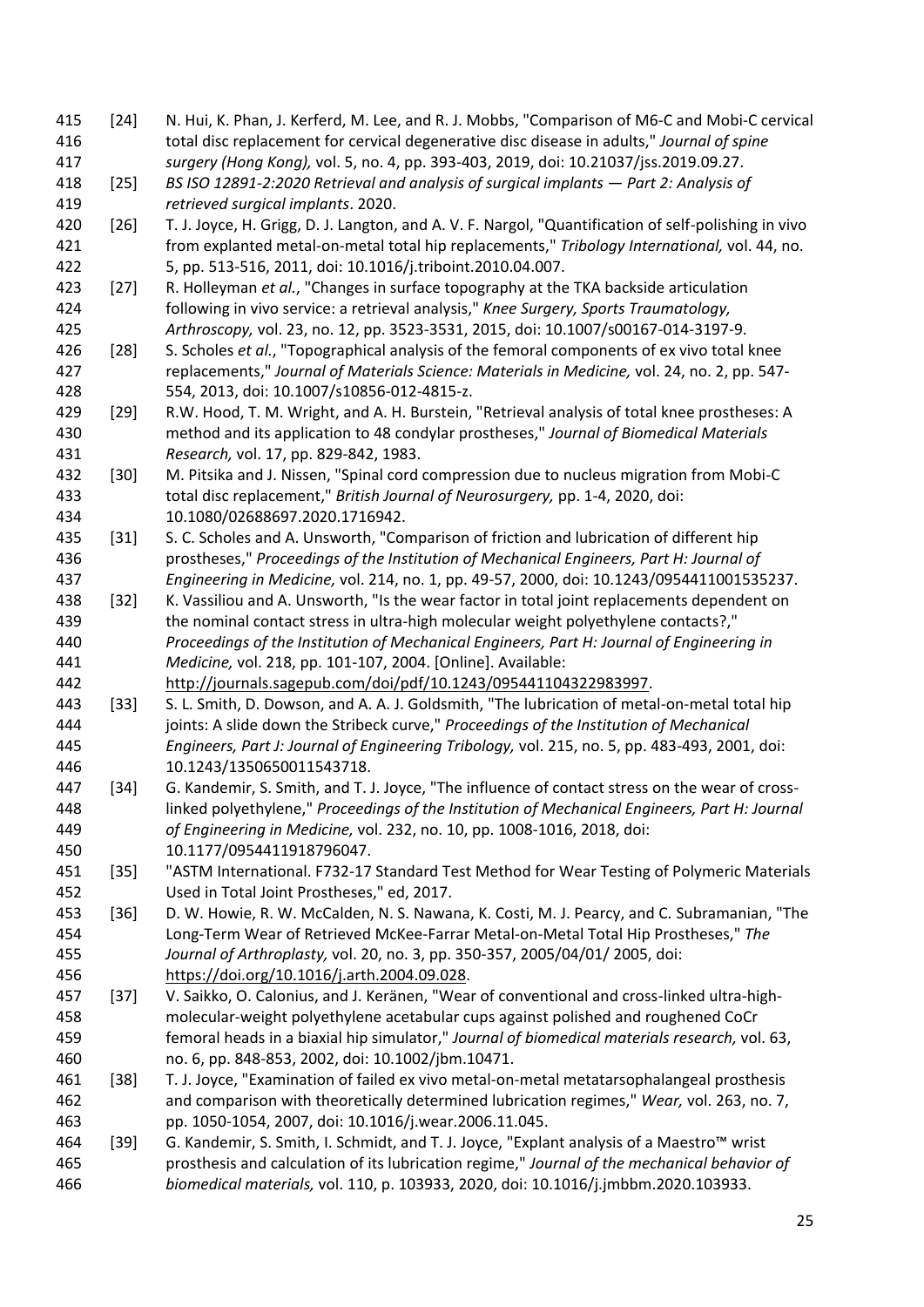[24] N. Hui, K. Phan, J. Kerferd, M. Lee, and R. J. Mobbs, "Comparison of M6-C and Mobi-C cervical total disc replacement for cervical degenerative disc disease in adults," *Journal of spine surgery (Hong Kong),* vol. 5, no. 4, pp. 393-403, 2019, doi: 10.21037/jss.2019.09.27.

[25] *BS ISO 12891-2:2020 Retrieval and analysis of surgical implants — Part 2: Analysis of retrieved surgical implants*. 2020.

[26] T. J. Joyce, H. Grigg, D. J. Langton, and A. V. F. Nargol, "Quantification of self-polishing in vivo from explanted metal-on-metal total hip replacements," *Tribology International,* vol. 44, no. 5, pp. 513-516, 2011, doi: 10.1016/j.triboint.2010.04.007.

[27] R. Holleyman *et al.*, "Changes in surface topography at the TKA backside articulation following in vivo service: a retrieval analysis," *Knee Surgery, Sports Traumatology, Arthroscopy,* vol. 23, no. 12, pp. 3523-3531, 2015, doi: 10.1007/s00167-014-3197-9.

[28] S. Scholes *et al.*, "Topographical analysis of the femoral components of ex vivo total knee replacements," *Journal of Materials Science: Materials in Medicine,* vol. 24, no. 2, pp. 547-554, 2013, doi: 10.1007/s10856-012-4815-z.

[29] R.W. Hood, T. M. Wright, and A. H. Burstein, "Retrieval analysis of total knee prostheses: A method and its application to 48 condylar prostheses," *Journal of Biomedical Materials Research,* vol. 17, pp. 829-842, 1983.

[30] M. Pitsika and J. Nissen, "Spinal cord compression due to nucleus migration from Mobi-C total disc replacement," *British Journal of Neurosurgery,* pp. 1-4, 2020, doi: 10.1080/02688697.2020.1716942.

[31] S. C. Scholes and A. Unsworth, "Comparison of friction and lubrication of different hip prostheses," *Proceedings of the Institution of Mechanical Engineers, Part H: Journal of Engineering in Medicine,* vol. 214, no. 1, pp. 49-57, 2000, doi: 10.1243/0954411001535237.

[32] K. Vassiliou and A. Unsworth, "Is the wear factor in total joint replacements dependent on the nominal contact stress in ultra-high molecular weight polyethylene contacts?," *Proceedings of the Institution of Mechanical Engineers, Part H: Journal of Engineering in Medicine,* vol. 218, pp. 101-107, 2004. [Online]. Available: http://journals.sagepub.com/doi/pdf/10.1243/095441104322983997.

[33] S. L. Smith, D. Dowson, and A. A. J. Goldsmith, "The lubrication of metal-on-metal total hip joints: A slide down the Stribeck curve," *Proceedings of the Institution of Mechanical Engineers, Part J: Journal of Engineering Tribology,* vol. 215, no. 5, pp. 483-493, 2001, doi: 10.1243/1350650011543718.

[34] G. Kandemir, S. Smith, and T. J. Joyce, "The influence of contact stress on the wear of cross-linked polyethylene," *Proceedings of the Institution of Mechanical Engineers, Part H: Journal of Engineering in Medicine,* vol. 232, no. 10, pp. 1008-1016, 2018, doi: 10.1177/0954411918796047.

[35] "ASTM International. F732-17 Standard Test Method for Wear Testing of Polymeric Materials Used in Total Joint Prostheses," ed, 2017.

[36] D. W. Howie, R. W. McCalden, N. S. Nawana, K. Costi, M. J. Pearcy, and C. Subramanian, "The Long-Term Wear of Retrieved McKee-Farrar Metal-on-Metal Total Hip Prostheses," *The Journal of Arthroplasty,* vol. 20, no. 3, pp. 350-357, 2005/04/01/ 2005, doi: https://doi.org/10.1016/j.arth.2004.09.028.

[37] V. Saikko, O. Calonius, and J. Keränen, "Wear of conventional and cross-linked ultra-high-molecular-weight polyethylene acetabular cups against polished and roughened CoCr femoral heads in a biaxial hip simulator," *Journal of biomedical materials research,* vol. 63, no. 6, pp. 848-853, 2002, doi: 10.1002/jbm.10471.

[38] T. J. Joyce, "Examination of failed ex vivo metal-on-metal metatarsophalangeal prosthesis and comparison with theoretically determined lubrication regimes," *Wear,* vol. 263, no. 7, pp. 1050-1054, 2007, doi: 10.1016/j.wear.2006.11.045.

[39] G. Kandemir, S. Smith, I. Schmidt, and T. J. Joyce, "Explant analysis of a Maestro™ wrist prosthesis and calculation of its lubrication regime," *Journal of the mechanical behavior of biomedical materials,* vol. 110, p. 103933, 2020, doi: 10.1016/j.jmbbm.2020.103933.